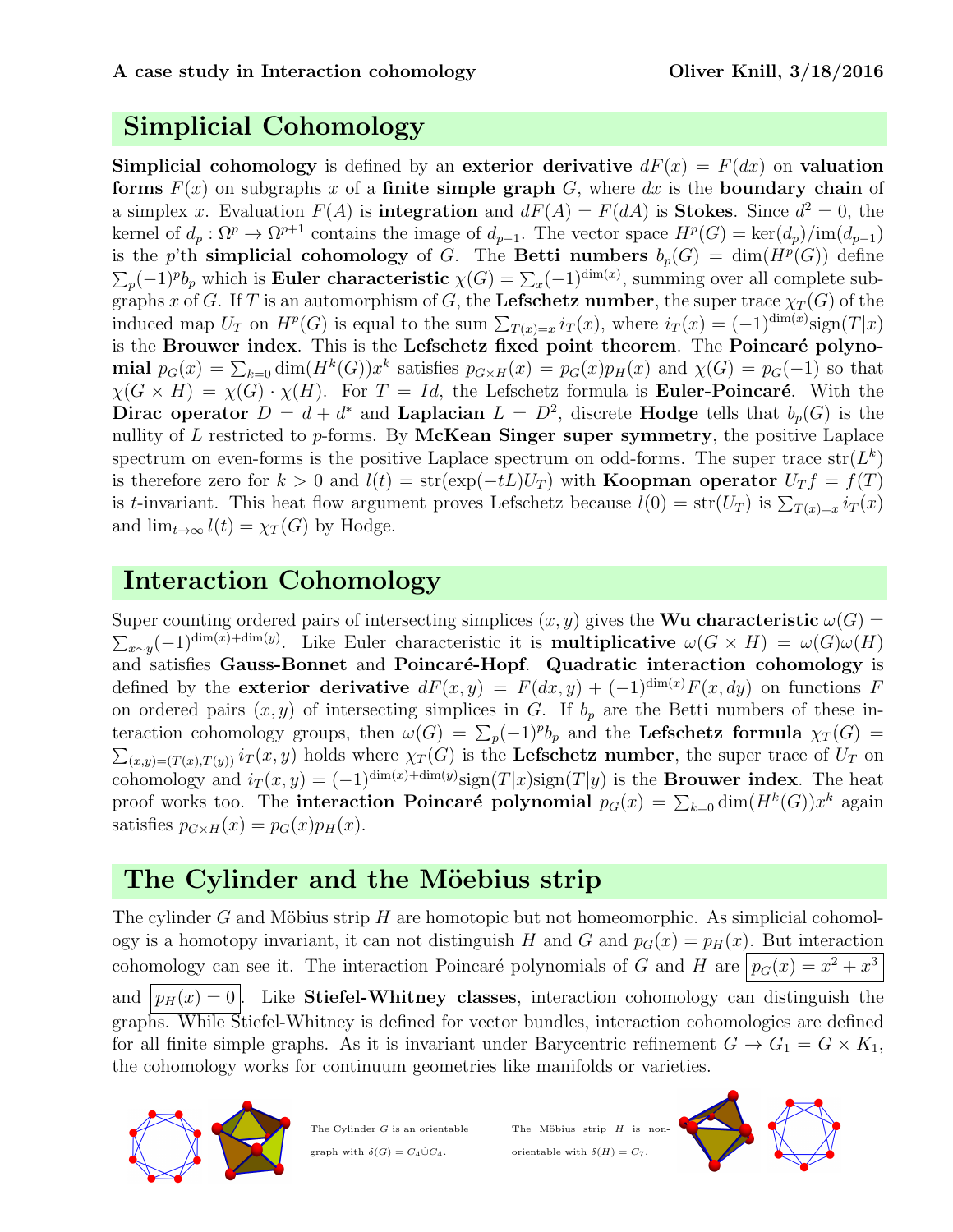**A case study in Interaction cohomology** **Oliver Knill, 3/18/2016**

## Simplicial Cohomology

**Simplicial cohomology** is defined by an **exterior derivative** $dF(x) = F(dx)$ on **valuation forms** $F(x)$ on subgraphs $x$ of a **finite simple graph** $G$, where $dx$ is the **boundary chain** of a simplex $x$. Evaluation $F(A)$ is **integration** and $dF(A) = F(dA)$ is **Stokes**. Since $d^2 = 0$, the kernel of $d_p : \Omega^p \to \Omega^{p+1}$ contains the image of $d_{p-1}$. The vector space $H^p(G) = \ker(d_p)/\mathrm{im}(d_{p-1})$ is the $p$'th **simplicial cohomology** of $G$. The **Betti numbers** $b_p(G) = \dim(H^p(G))$ define $\sum_p (-1)^p b_p$ which is **Euler characteristic** $\chi(G) = \sum_x (-1)^{\dim(x)}$, summing over all complete subgraphs $x$ of $G$. If $T$ is an automorphism of $G$, the **Lefschetz number**, the super trace $\chi_T(G)$ of the induced map $U_T$ on $H^p(G)$ is equal to the sum $\sum_{T(x)=x} i_T(x)$, where $i_T(x) = (-1)^{\dim(x)}\mathrm{sign}(T|x)$ is the **Brouwer index**. This is the **Lefschetz fixed point theorem**. The **Poincaré polynomial** $p_G(x) = \sum_{k=0} \dim(H^k(G))x^k$ satisfies $p_{G\times H}(x) = p_G(x)p_H(x)$ and $\chi(G) = p_G(-1)$ so that $\chi(G \times H) = \chi(G)\cdot\chi(H)$. For $T = Id$, the Lefschetz formula is **Euler-Poincaré**. With the **Dirac operator** $D = d + d^*$ and **Laplacian** $L = D^2$, discrete **Hodge** tells that $b_p(G)$ is the nullity of $L$ restricted to $p$-forms. By **McKean Singer super symmetry**, the positive Laplace spectrum on even-forms is the positive Laplace spectrum on odd-forms. The super trace $\mathrm{str}(L^k)$ is therefore zero for $k > 0$ and $l(t) = \mathrm{str}(\exp(-tL)U_T)$ with **Koopman operator** $U_T f = f(T)$ is $t$-invariant. This heat flow argument proves Lefschetz because $l(0) = \mathrm{str}(U_T)$ is $\sum_{T(x)=x} i_T(x)$ and $\lim_{t\to\infty} l(t) = \chi_T(G)$ by Hodge.

## Interaction Cohomology

Super counting ordered pairs of intersecting simplices $(x, y)$ gives the **Wu characteristic** $\omega(G) = \sum_{x\sim y}(-1)^{\dim(x)+\dim(y)}$. Like Euler characteristic it is **multiplicative** $\omega(G \times H) = \omega(G)\omega(H)$ and satisfies **Gauss-Bonnet** and **Poincaré-Hopf**. **Quadratic interaction cohomology** is defined by the **exterior derivative** $dF(x, y) = F(dx, y) + (-1)^{\dim(x)}F(x, dy)$ on functions $F$ on ordered pairs $(x, y)$ of intersecting simplices in $G$. If $b_p$ are the Betti numbers of these interaction cohomology groups, then $\omega(G) = \sum_p(-1)^p b_p$ and the **Lefschetz formula** $\chi_T(G) = \sum_{(x,y)=(T(x),T(y))} i_T(x, y)$ holds where $\chi_T(G)$ is the **Lefschetz number**, the super trace of $U_T$ on cohomology and $i_T(x, y) = (-1)^{\dim(x)+\dim(y)}\mathrm{sign}(T|x)\mathrm{sign}(T|y)$ is the **Brouwer index**. The heat proof works too. The **interaction Poincaré polynomial** $p_G(x) = \sum_{k=0} \dim(H^k(G))x^k$ again satisfies $p_{G\times H}(x) = p_G(x)p_H(x)$.

## The Cylinder and the Möebius strip

The cylinder $G$ and Möbius strip $H$ are homotopic but not homeomorphic. As simplicial cohomology is a homotopy invariant, it can not distinguish $H$ and $G$ and $p_G(x) = p_H(x)$. But interaction cohomology can see it. The interaction Poincaré polynomials of $G$ and $H$ are $\boxed{p_G(x) = x^2 + x^3}$ and $\boxed{p_H(x) = 0}$. Like **Stiefel-Whitney classes**, interaction cohomology can distinguish the graphs. While Stiefel-Whitney is defined for vector bundles, interaction cohomologies are defined for all finite simple graphs. As it is invariant under Barycentric refinement $G \to G_1 = G \times K_1$, the cohomology works for continuum geometries like manifolds or varieties.

The Cylinder $G$ is an orientable graph with $\delta(G) = C_4 \dot\cup C_4$.

The Möbius strip $H$ is non-orientable with $\delta(H) = C_7$.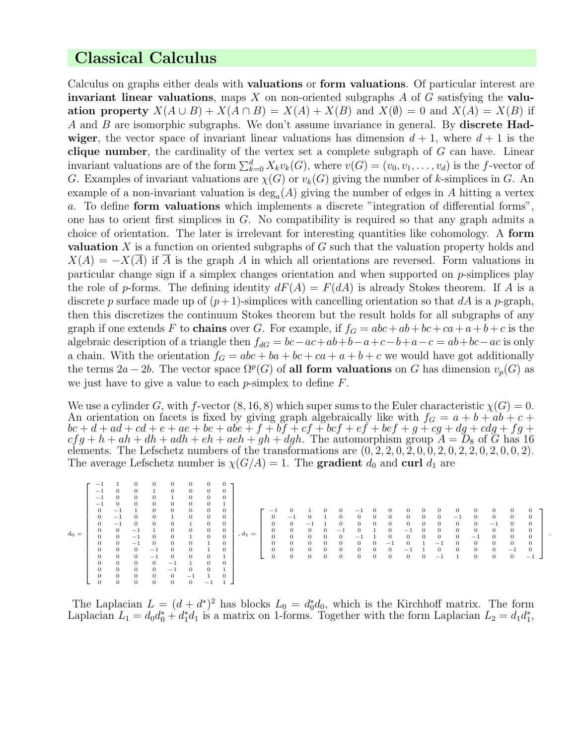## Classical Calculus

Calculus on graphs either deals with **valuations** or **form valuations**. Of particular interest are **invariant linear valuations**, maps $X$ on non-oriented subgraphs $A$ of $G$ satisfying the **valuation property** $X(A \cup B) + X(A \cap B) = X(A) + X(B)$ and $X(\emptyset) = 0$ and $X(A) = X(B)$ if $A$ and $B$ are isomorphic subgraphs. We don't assume invariance in general. By **discrete Hadwiger**, the vector space of invariant linear valuations has dimension $d+1$, where $d+1$ is the **clique number**, the cardinality of the vertex set a complete subgraph of $G$ can have. Linear invariant valuations are of the form $\sum_{k=0}^{d} X_k v_k(G)$, where $v(G) = (v_0, v_1, \dots, v_d)$ is the $f$-vector of $G$. Examples of invariant valuations are $\chi(G)$ or $v_k(G)$ giving the number of $k$-simplices in $G$. An example of a non-invariant valuation is $\deg_a(A)$ giving the number of edges in $A$ hitting a vertex $a$. To define **form valuations** which implements a discrete "integration of differential forms", one has to orient first simplices in $G$. No compatibility is required so that any graph admits a choice of orientation. The later is irrelevant for interesting quantities like cohomology. A **form valuation** $X$ is a function on oriented subgraphs of $G$ such that the valuation property holds and $X(A) = -X(\overline{A})$ if $\overline{A}$ is the graph $A$ in which all orientations are reversed. Form valuations in particular change sign if a simplex changes orientation and when supported on $p$-simplices play the role of $p$-forms. The defining identity $dF(A) = F(dA)$ is already Stokes theorem. If $A$ is a discrete $p$ surface made up of $(p+1)$-simplices with cancelling orientation so that $dA$ is a $p$-graph, then this discretizes the continuum Stokes theorem but the result holds for all subgraphs of any graph if one extends $F$ to **chains** over $G$. For example, if $f_G = abc + ab + bc + ca + a + b + c$ is the algebraic description of a triangle then $f_{dG} = bc - ac + ab + b - a + c - b + a - c = ab + bc - ac$ is only a chain. With the orientation $f_G = abc + ba + bc + ca + a + b + c$ we would have got additionally the terms $2a - 2b$. The vector space $\Omega^p(G)$ of **all form valuations** on $G$ has dimension $v_p(G)$ as we just have to give a value to each $p$-simplex to define $F$.

We use a cylinder $G$, with $f$-vector $(8, 16, 8)$ which super sums to the Euler characteristic $\chi(G) = 0$. An orientation on facets is fixed by giving graph algebraically like with $f_G = a + b + ab + c + bc + d + ad + cd + e + ae + be + abe + f + bf + cf + bcf + ef + bef + g + cg + dg + cdg + fg + cfg + h + ah + dh + adh + eh + aeh + gh + dgh$. The automorphism group $A = D_8$ of $G$ has 16 elements. The Lefschetz numbers of the transformations are $(0, 2, 2, 0, 2, 0, 0, 2, 0, 2, 2, 2, 0, 2, 0, 0, 2)$. The average Lefschetz number is $\chi(G/A) = 1$. The **gradient** $d_0$ and **curl** $d_1$ are

$$d_0 = \begin{bmatrix}
-1 & 1 & 0 & 0 & 0 & 0 & 0 & 0 \\
-1 & 0 & 0 & 1 & 0 & 0 & 0 & 0 \\
-1 & 0 & 0 & 0 & 1 & 0 & 0 & 0 \\
-1 & 0 & 0 & 0 & 0 & 0 & 0 & 1 \\
0 & -1 & 1 & 0 & 0 & 0 & 0 & 0 \\
0 & -1 & 0 & 0 & 1 & 0 & 0 & 0 \\
0 & -1 & 0 & 0 & 0 & 1 & 0 & 0 \\
0 & 0 & -1 & 1 & 0 & 0 & 0 & 0 \\
0 & 0 & -1 & 0 & 0 & 1 & 0 & 0 \\
0 & 0 & -1 & 0 & 0 & 0 & 1 & 0 \\
0 & 0 & 0 & -1 & 0 & 0 & 1 & 0 \\
0 & 0 & 0 & -1 & 0 & 0 & 0 & 1 \\
0 & 0 & 0 & 0 & -1 & 1 & 0 & 0 \\
0 & 0 & 0 & 0 & -1 & 0 & 0 & 1 \\
0 & 0 & 0 & 0 & 0 & -1 & 1 & 0 \\
0 & 0 & 0 & 0 & 0 & 0 & -1 & 1
\end{bmatrix}, \quad
d_1 = \begin{bmatrix}
-1 & 0 & 1 & 0 & 0 & -1 & 0 & 0 & 0 & 0 & 0 & 0 & 0 & 0 & 0 & 0 \\
0 & -1 & 0 & 1 & 0 & 0 & 0 & 0 & 0 & 0 & 0 & -1 & 0 & 0 & 0 & 0 \\
0 & 0 & -1 & 1 & 0 & 0 & 0 & 0 & 0 & 0 & 0 & 0 & 0 & -1 & 0 & 0 \\
0 & 0 & 0 & 0 & -1 & 0 & 1 & 0 & -1 & 0 & 0 & 0 & 0 & 0 & 0 & 0 \\
0 & 0 & 0 & 0 & 0 & -1 & 1 & 0 & 0 & 0 & 0 & 0 & -1 & 0 & 0 & 0 \\
0 & 0 & 0 & 0 & 0 & 0 & 0 & -1 & 0 & 1 & -1 & 0 & 0 & 0 & 0 & 0 \\
0 & 0 & 0 & 0 & 0 & 0 & 0 & 0 & -1 & 1 & 0 & 0 & 0 & 0 & -1 & 0 \\
0 & 0 & 0 & 0 & 0 & 0 & 0 & 0 & 0 & 0 & -1 & 1 & 0 & 0 & 0 & -1
\end{bmatrix}.$$

The Laplacian $L = (d + d^*)^2$ has blocks $L_0 = d_0^* d_0$, which is the Kirchhoff matrix. The form Laplacian $L_1 = d_0 d_0^* + d_1^* d_1$ is a matrix on 1-forms. Together with the form Laplacian $L_2 = d_1 d_1^*$,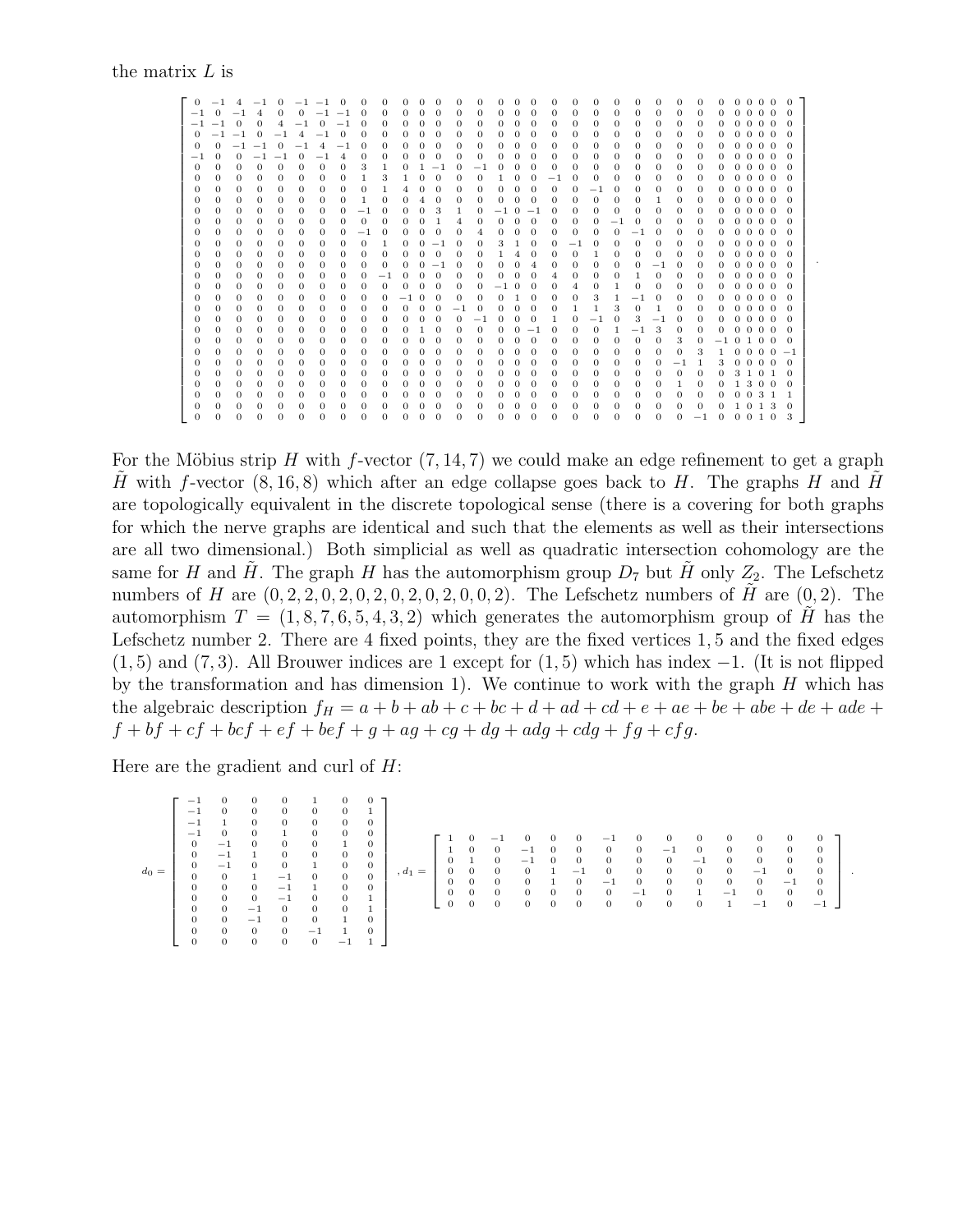the matrix $L$ is

$$
\left[\begin{array}{cccccccccccccccccccccccccccccc}
0 & -1 & 4 & -1 & 0 & -1 & -1 & 0 & 0 & 0 & 0 & 0 & 0 & 0 & 0 & 0 & 0 & 0 & 0 & 0 & 0 & 0 & 0 & 0 & 0 & 0 & 0 & 0 & 0 & 0 \\
-1 & 0 & -1 & 4 & 0 & 0 & -1 & -1 & 0 & 0 & 0 & 0 & 0 & 0 & 0 & 0 & 0 & 0 & 0 & 0 & 0 & 0 & 0 & 0 & 0 & 0 & 0 & 0 & 0 & 0 \\
-1 & -1 & 0 & 0 & 4 & -1 & 0 & -1 & 0 & 0 & 0 & 0 & 0 & 0 & 0 & 0 & 0 & 0 & 0 & 0 & 0 & 0 & 0 & 0 & 0 & 0 & 0 & 0 & 0 & 0 \\
0 & -1 & -1 & 0 & -1 & 4 & -1 & 0 & 0 & 0 & 0 & 0 & 0 & 0 & 0 & 0 & 0 & 0 & 0 & 0 & 0 & 0 & 0 & 0 & 0 & 0 & 0 & 0 & 0 & 0 \\
0 & 0 & -1 & -1 & 0 & -1 & 4 & -1 & 0 & 0 & 0 & 0 & 0 & 0 & 0 & 0 & 0 & 0 & 0 & 0 & 0 & 0 & 0 & 0 & 0 & 0 & 0 & 0 & 0 & 0 \\
-1 & 0 & 0 & -1 & -1 & 0 & -1 & 4 & 0 & 0 & 0 & 0 & 0 & 0 & 0 & 0 & 0 & 0 & 0 & 0 & 0 & 0 & 0 & 0 & 0 & 0 & 0 & 0 & 0 & 0 \\
0 & 0 & 0 & 0 & 0 & 0 & 0 & 0 & 3 & 1 & 0 & 1 & -1 & 0 & -1 & 0 & 0 & 0 & 0 & 0 & 0 & 0 & 0 & 0 & 0 & 0 & 0 & 0 & 0 & 0 \\
0 & 0 & 0 & 0 & 0 & 0 & 0 & 0 & 1 & 3 & 1 & 0 & 0 & 0 & 0 & 1 & 0 & 0 & -1 & 0 & 0 & 0 & 0 & 0 & 0 & 0 & 0 & 0 & 0 & 0 \\
0 & 0 & 0 & 0 & 0 & 0 & 0 & 0 & 0 & 1 & 4 & 0 & 0 & 0 & 0 & 0 & 0 & 0 & 0 & -1 & 0 & 0 & 0 & 0 & 0 & 0 & 0 & 0 & 0 & 0 \\
0 & 0 & 0 & 0 & 0 & 0 & 0 & 0 & 1 & 0 & 0 & 4 & 0 & 0 & 0 & 0 & 0 & 0 & 0 & 0 & 0 & 1 & 0 & 0 & 0 & 0 & 0 & 0 & 0 & 0 \\
0 & 0 & 0 & 0 & 0 & 0 & 0 & 0 & -1 & 0 & 0 & 0 & 3 & 1 & 0 & -1 & 0 & -1 & 0 & 0 & 0 & 0 & 0 & 0 & 0 & 0 & 0 & 0 & 0 & 0 \\
0 & 0 & 0 & 0 & 0 & 0 & 0 & 0 & 0 & 0 & 0 & 0 & 1 & 4 & 0 & 0 & 0 & 0 & 0 & 0 & -1 & 0 & 0 & 0 & 0 & 0 & 0 & 0 & 0 & 0 \\
0 & 0 & 0 & 0 & 0 & 0 & 0 & 0 & -1 & 0 & 0 & 0 & 0 & 0 & 4 & 0 & 0 & 0 & 0 & 0 & 0 & -1 & 0 & 0 & 0 & 0 & 0 & 0 & 0 & 0 \\
0 & 0 & 0 & 0 & 0 & 0 & 0 & 0 & 0 & 1 & 0 & 0 & -1 & 0 & 0 & 3 & 1 & 0 & -1 & 0 & 0 & 0 & 0 & 0 & 0 & 0 & 0 & 0 & 0 & 0 \\
0 & 0 & 0 & 0 & 0 & 0 & 0 & 0 & 0 & 0 & 0 & 0 & 0 & 0 & 0 & 1 & 4 & 0 & 0 & 1 & 0 & 0 & 0 & 0 & 0 & 0 & 0 & 0 & 0 & 0 \\
0 & 0 & 0 & 0 & 0 & 0 & 0 & 0 & 0 & 0 & 0 & 0 & -1 & 0 & 0 & 0 & 0 & 4 & 0 & 0 & 0 & -1 & 0 & 0 & 0 & 0 & 0 & 0 & 0 & 0 \\
0 & 0 & 0 & 0 & 0 & 0 & 0 & 0 & -1 & 0 & 0 & 0 & 0 & 0 & 0 & 0 & 0 & 0 & 4 & 0 & 1 & 0 & 0 & 0 & 0 & 0 & 0 & 0 & 0 & 0 \\
0 & 0 & 0 & 0 & 0 & 0 & 0 & 0 & 0 & 0 & 0 & 0 & 0 & 0 & 0 & -1 & 0 & 0 & 0 & 4 & 0 & 1 & 0 & 0 & 0 & 0 & 0 & 0 & 0 & 0 \\
0 & 0 & 0 & 0 & 0 & 0 & 0 & 0 & 0 & -1 & 0 & 0 & 0 & 0 & 0 & 0 & 1 & 0 & 0 & 3 & 1 & -1 & 0 & 0 & 0 & 0 & 0 & 0 & 0 & 0 \\
0 & 0 & 0 & 0 & 0 & 0 & 0 & 0 & 0 & 0 & 0 & 0 & 0 & 0 & -1 & 0 & 0 & 0 & 1 & 1 & 3 & 0 & 1 & 0 & 0 & 0 & 0 & 0 & 0 & 0 \\
0 & 0 & 0 & 0 & 0 & 0 & 0 & 0 & 0 & 0 & 0 & 0 & 0 & -1 & 0 & 0 & 0 & 1 & 0 & -1 & 0 & 3 & -1 & 0 & 0 & 0 & 0 & 0 & 0 & 0 \\
0 & 0 & 0 & 0 & 0 & 0 & 0 & 0 & 0 & 0 & 1 & 0 & 0 & 0 & 0 & 0 & -1 & 0 & 0 & 1 & -1 & 3 & 0 & 0 & 0 & 0 & 0 & 0 & 0 & 0 \\
0 & 0 & 0 & 0 & 0 & 0 & 0 & 0 & 0 & 0 & 0 & 0 & 0 & 0 & 0 & 0 & 0 & 0 & 0 & 0 & 0 & 0 & 3 & 0 & -1 & 0 & 1 & 0 & 0 & 0 \\
0 & 0 & 0 & 0 & 0 & 0 & 0 & 0 & 0 & 0 & 0 & 0 & 0 & 0 & 0 & 0 & 0 & 0 & 0 & 0 & 0 & 0 & 0 & 3 & 1 & 0 & 0 & 0 & 0 & -1 \\
0 & 0 & 0 & 0 & 0 & 0 & 0 & 0 & 0 & 0 & 0 & 0 & 0 & 0 & 0 & 0 & 0 & 0 & 0 & 0 & 0 & 0 & -1 & 1 & 3 & 0 & 0 & 0 & 0 & 0 \\
0 & 0 & 0 & 0 & 0 & 0 & 0 & 0 & 0 & 0 & 0 & 0 & 0 & 0 & 0 & 0 & 0 & 0 & 0 & 0 & 0 & 0 & 0 & 0 & 0 & 3 & 1 & 0 & 1 & 0 \\
0 & 0 & 0 & 0 & 0 & 0 & 0 & 0 & 0 & 0 & 0 & 0 & 0 & 0 & 0 & 0 & 0 & 0 & 0 & 0 & 0 & 0 & 1 & 0 & 0 & 1 & 3 & 0 & 0 & 0 \\
0 & 0 & 0 & 0 & 0 & 0 & 0 & 0 & 0 & 0 & 0 & 0 & 0 & 0 & 0 & 0 & 0 & 0 & 0 & 0 & 0 & 0 & 0 & 0 & 0 & 0 & 0 & 3 & 1 & 1 \\
0 & 0 & 0 & 0 & 0 & 0 & 0 & 0 & 0 & 0 & 0 & 0 & 0 & 0 & 0 & 0 & 0 & 0 & 0 & 0 & 0 & 0 & 0 & 0 & 0 & 1 & 0 & 1 & 3 & 0 \\
0 & 0 & 0 & 0 & 0 & 0 & 0 & 0 & 0 & 0 & 0 & 0 & 0 & 0 & 0 & 0 & 0 & 0 & 0 & 0 & 0 & 0 & -1 & 0 & 0 & 0 & 1 & 0 & 0 & 3
\end{array}\right] .
$$

For the Möbius strip $H$ with $f$-vector $(7,14,7)$ we could make an edge refinement to get a graph $\tilde{H}$ with $f$-vector $(8,16,8)$ which after an edge collapse goes back to $H$. The graphs $H$ and $\tilde{H}$ are topologically equivalent in the discrete topological sense (there is a covering for both graphs for which the nerve graphs are identical and such that the elements as well as their intersections are all two dimensional.) Both simplicial as well as quadratic intersection cohomology are the same for $H$ and $\tilde{H}$. The graph $H$ has the automorphism group $D_7$ but $\tilde{H}$ only $Z_2$. The Lefschetz numbers of $H$ are $(0,2,2,0,2,0,2,0,2,0,2,0,0,2)$. The Lefschetz numbers of $\tilde{H}$ are $(0,2)$. The automorphism $T = (1,8,7,6,5,4,3,2)$ which generates the automorphism group of $\tilde{H}$ has the Lefschetz number 2. There are 4 fixed points, they are the fixed vertices $1,5$ and the fixed edges $(1,5)$ and $(7,3)$. All Brouwer indices are 1 except for $(1,5)$ which has index $-1$. (It is not flipped by the transformation and has dimension 1). We continue to work with the graph $H$ which has the algebraic description $f_H = a+b+ab+c+bc+d+ad+cd+e+ae+be+abe+de+ade+f+bf+cf+bcf+ef+bef+g+ag+cg+dg+adg+cdg+fg+cfg$.

Here are the gradient and curl of $H$:

$$
d_0 = \begin{bmatrix}
-1 & 0 & 0 & 0 & 1 & 0 & 0 \\
-1 & 0 & 0 & 0 & 0 & 0 & 1 \\
-1 & 1 & 0 & 0 & 0 & 0 & 0 \\
-1 & 0 & 0 & 1 & 0 & 0 & 0 \\
0 & -1 & 0 & 0 & 0 & 1 & 0 \\
0 & -1 & 1 & 0 & 0 & 0 & 0 \\
0 & -1 & 0 & 0 & 1 & 0 & 0 \\
0 & 0 & 1 & -1 & 0 & 0 & 0 \\
0 & 0 & 0 & -1 & 1 & 0 & 0 \\
0 & 0 & 0 & -1 & 0 & 0 & 1 \\
0 & 0 & -1 & 0 & 0 & 0 & 1 \\
0 & 0 & -1 & 0 & 0 & 1 & 0 \\
0 & 0 & 0 & 0 & -1 & 1 & 0 \\
0 & 0 & 0 & 0 & 0 & -1 & 1
\end{bmatrix}, \quad
d_1 = \begin{bmatrix}
1 & 0 & -1 & 0 & 0 & 0 & -1 & 0 & 0 & 0 & 0 & 0 & 0 & 0 \\
1 & 0 & 0 & -1 & 0 & 0 & 0 & 0 & -1 & 0 & 0 & 0 & 0 & 0 \\
0 & 1 & 0 & -1 & 0 & 0 & 0 & 0 & 0 & -1 & 0 & 0 & 0 & 0 \\
0 & 0 & 0 & 0 & 1 & -1 & 0 & 0 & 0 & 0 & 0 & -1 & 0 & 0 \\
0 & 0 & 0 & 0 & 1 & 0 & -1 & 0 & 0 & 0 & 0 & 0 & -1 & 0 \\
0 & 0 & 0 & 0 & 0 & 0 & 0 & -1 & 0 & 1 & -1 & 0 & 0 & 0 \\
0 & 0 & 0 & 0 & 0 & 0 & 0 & 0 & 0 & 0 & 1 & -1 & 0 & -1
\end{bmatrix} .
$$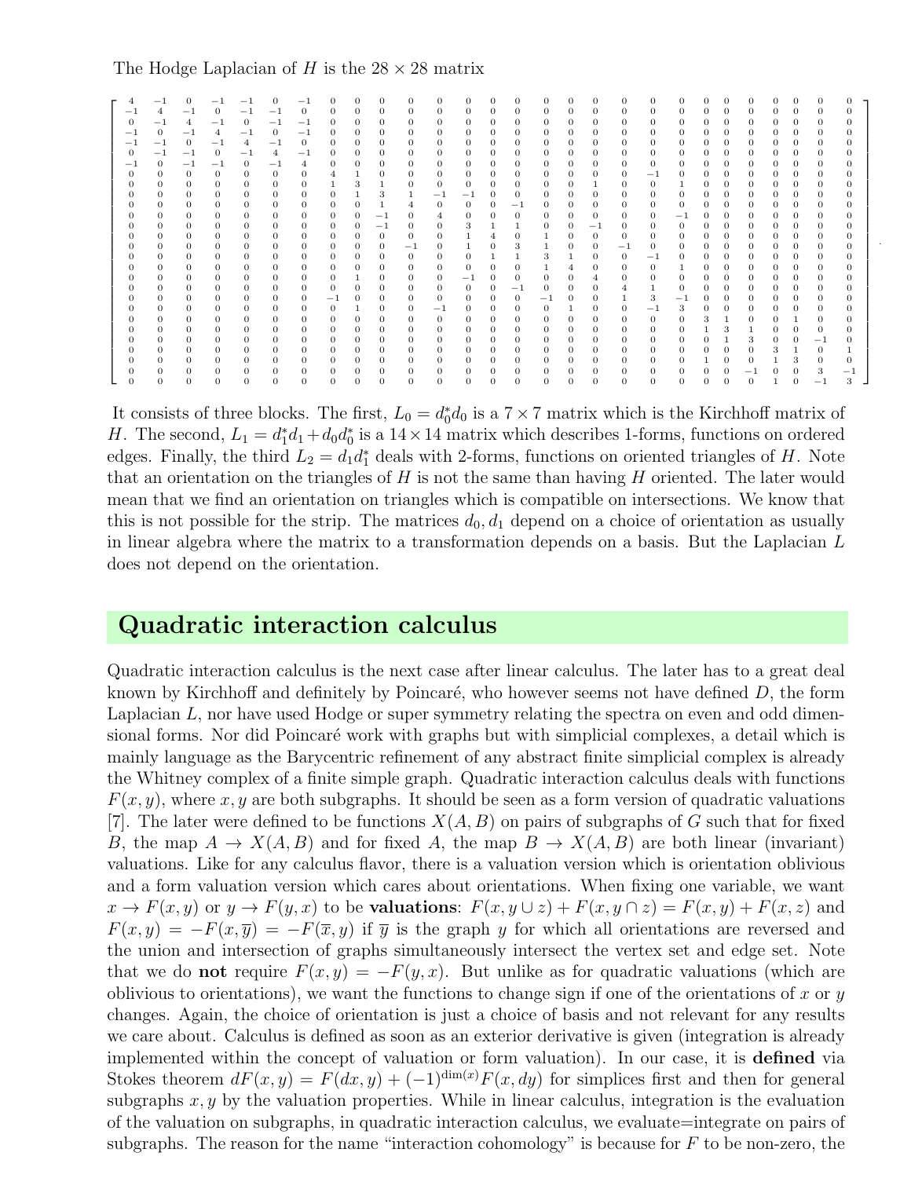The Hodge Laplacian of $H$ is the $28 \times 28$ matrix

$$
\left[
\begin{array}{cccccccccccccccccccccccccccc}
4 & -1 & 0 & -1 & -1 & 0 & -1 & 0 & 0 & 0 & 0 & 0 & 0 & 0 & 0 & 0 & 0 & 0 & 0 & 0 & 0 & 0 & 0 & 0 & 0 & 0 & 0 & 0 \\
-1 & 4 & -1 & 0 & -1 & -1 & 0 & 0 & 0 & 0 & 0 & 0 & 0 & 0 & 0 & 0 & 0 & 0 & 0 & 0 & 0 & 0 & 0 & 0 & 0 & 0 & 0 & 0 \\
0 & -1 & 4 & -1 & 0 & -1 & -1 & 0 & 0 & 0 & 0 & 0 & 0 & 0 & 0 & 0 & 0 & 0 & 0 & 0 & 0 & 0 & 0 & 0 & 0 & 0 & 0 & 0 \\
-1 & 0 & -1 & 4 & -1 & 0 & -1 & 0 & 0 & 0 & 0 & 0 & 0 & 0 & 0 & 0 & 0 & 0 & 0 & 0 & 0 & 0 & 0 & 0 & 0 & 0 & 0 & 0 \\
-1 & -1 & 0 & -1 & 4 & -1 & 0 & 0 & 0 & 0 & 0 & 0 & 0 & 0 & 0 & 0 & 0 & 0 & 0 & 0 & 0 & 0 & 0 & 0 & 0 & 0 & 0 & 0 \\
0 & -1 & -1 & 0 & -1 & 4 & -1 & 0 & 0 & 0 & 0 & 0 & 0 & 0 & 0 & 0 & 0 & 0 & 0 & 0 & 0 & 0 & 0 & 0 & 0 & 0 & 0 & 0 \\
-1 & 0 & -1 & -1 & 0 & -1 & 4 & 0 & 0 & 0 & 0 & 0 & 0 & 0 & 0 & 0 & 0 & 0 & 0 & 0 & 0 & 0 & 0 & 0 & 0 & 0 & 0 & 0 \\
0 & 0 & 0 & 0 & 0 & 0 & 0 & 4 & 1 & 0 & 0 & 0 & 0 & 0 & 0 & 0 & 0 & 0 & 0 & -1 & 0 & 0 & 0 & 0 & 0 & 0 & 0 & 0 \\
0 & 0 & 0 & 0 & 0 & 0 & 0 & 1 & 3 & 1 & 0 & 0 & 0 & 0 & 0 & 0 & 0 & 1 & 0 & 0 & 1 & 0 & 0 & 0 & 0 & 0 & 0 & 0 \\
0 & 0 & 0 & 0 & 0 & 0 & 0 & 0 & 1 & 3 & 1 & -1 & -1 & 0 & 0 & 0 & 0 & 0 & 0 & 0 & 0 & 0 & 0 & 0 & 0 & 0 & 0 & 0 \\
0 & 0 & 0 & 0 & 0 & 0 & 0 & 0 & 0 & 1 & 4 & 0 & 0 & 0 & -1 & 0 & 0 & 0 & 0 & 0 & 0 & 0 & 0 & 0 & 0 & 0 & 0 & 0 \\
0 & 0 & 0 & 0 & 0 & 0 & 0 & 0 & 0 & -1 & 0 & 4 & 0 & 0 & 0 & 0 & 0 & 0 & 0 & 0 & -1 & 0 & 0 & 0 & 0 & 0 & 0 & 0 \\
0 & 0 & 0 & 0 & 0 & 0 & 0 & 0 & 0 & -1 & 0 & 0 & 3 & 1 & 1 & 0 & 0 & -1 & 0 & 0 & 0 & 0 & 0 & 0 & 0 & 0 & 0 & 0 \\
0 & 0 & 0 & 0 & 0 & 0 & 0 & 0 & 0 & 0 & 0 & 0 & 1 & 4 & 0 & 1 & 0 & 0 & 0 & 0 & 0 & 0 & 0 & 0 & 0 & 0 & 0 & 0 \\
0 & 0 & 0 & 0 & 0 & 0 & 0 & 0 & 0 & 0 & -1 & 0 & 1 & 0 & 3 & 1 & 0 & 0 & -1 & 0 & 0 & 0 & 0 & 0 & 0 & 0 & 0 & 0 \\
0 & 0 & 0 & 0 & 0 & 0 & 0 & 0 & 0 & 0 & 0 & 0 & 0 & 1 & 1 & 3 & 1 & 0 & 0 & -1 & 0 & 0 & 0 & 0 & 0 & 0 & 0 & 0 \\
0 & 0 & 0 & 0 & 0 & 0 & 0 & 0 & 0 & 0 & 0 & 0 & 0 & 0 & 0 & 1 & 4 & 0 & 0 & 0 & 1 & 0 & 0 & 0 & 0 & 0 & 0 & 0 \\
0 & 0 & 0 & 0 & 0 & 0 & 0 & 0 & 1 & 0 & 0 & 0 & -1 & 0 & 0 & 0 & 0 & 4 & 0 & 0 & 0 & 0 & 0 & 0 & 0 & 0 & 0 & 0 \\
0 & 0 & 0 & 0 & 0 & 0 & 0 & 0 & 0 & 0 & 0 & 0 & 0 & 0 & -1 & 0 & 0 & 0 & 4 & 1 & 0 & 0 & 0 & 0 & 0 & 0 & 0 & 0 \\
0 & 0 & 0 & 0 & 0 & 0 & 0 & -1 & 0 & 0 & 0 & 0 & 0 & 0 & 0 & -1 & 0 & 0 & 1 & 3 & -1 & 0 & 0 & 0 & 0 & 0 & 0 & 0 \\
0 & 0 & 0 & 0 & 0 & 0 & 0 & 0 & 1 & 0 & 0 & -1 & 0 & 0 & 0 & 0 & 1 & 0 & 0 & -1 & 3 & 0 & 0 & 0 & 0 & 0 & 0 & 0 \\
0 & 0 & 0 & 0 & 0 & 0 & 0 & 0 & 0 & 0 & 0 & 0 & 0 & 0 & 0 & 0 & 0 & 0 & 0 & 0 & 0 & 3 & 1 & 0 & 0 & 1 & 0 & 0 \\
0 & 0 & 0 & 0 & 0 & 0 & 0 & 0 & 0 & 0 & 0 & 0 & 0 & 0 & 0 & 0 & 0 & 0 & 0 & 0 & 0 & 1 & 3 & 1 & 0 & 0 & 0 & 0 \\
0 & 0 & 0 & 0 & 0 & 0 & 0 & 0 & 0 & 0 & 0 & 0 & 0 & 0 & 0 & 0 & 0 & 0 & 0 & 0 & 0 & 0 & 1 & 3 & 0 & 0 & -1 & 0 \\
0 & 0 & 0 & 0 & 0 & 0 & 0 & 0 & 0 & 0 & 0 & 0 & 0 & 0 & 0 & 0 & 0 & 0 & 0 & 0 & 0 & 0 & 0 & 0 & 3 & 1 & 0 & 1 \\
0 & 0 & 0 & 0 & 0 & 0 & 0 & 0 & 0 & 0 & 0 & 0 & 0 & 0 & 0 & 0 & 0 & 0 & 0 & 0 & 0 & 1 & 0 & 0 & 1 & 3 & 0 & 0 \\
0 & 0 & 0 & 0 & 0 & 0 & 0 & 0 & 0 & 0 & 0 & 0 & 0 & 0 & 0 & 0 & 0 & 0 & 0 & 0 & 0 & 0 & 0 & -1 & 0 & 0 & 3 & -1 \\
0 & 0 & 0 & 0 & 0 & 0 & 0 & 0 & 0 & 0 & 0 & 0 & 0 & 0 & 0 & 0 & 0 & 0 & 0 & 0 & 0 & 0 & 0 & 0 & 1 & 0 & -1 & 3
\end{array}
\right] .
$$

It consists of three blocks. The first, $L_0 = d_0^* d_0$ is a $7 \times 7$ matrix which is the Kirchhoff matrix of $H$. The second, $L_1 = d_1^* d_1 + d_0 d_0^*$ is a $14 \times 14$ matrix which describes 1-forms, functions on ordered edges. Finally, the third $L_2 = d_1 d_1^*$ deals with 2-forms, functions on oriented triangles of $H$. Note that an orientation on the triangles of $H$ is not the same than having $H$ oriented. The later would mean that we find an orientation on triangles which is compatible on intersections. We know that this is not possible for the strip. The matrices $d_0, d_1$ depend on a choice of orientation as usually in linear algebra where the matrix to a transformation depends on a basis. But the Laplacian $L$ does not depend on the orientation.

## Quadratic interaction calculus

Quadratic interaction calculus is the next case after linear calculus. The later has to a great deal known by Kirchhoff and definitely by Poincaré, who however seems not have defined $D$, the form Laplacian $L$, nor have used Hodge or super symmetry relating the spectra on even and odd dimensional forms. Nor did Poincaré work with graphs but with simplicial complexes, a detail which is mainly language as the Barycentric refinement of any abstract finite simplicial complex is already the Whitney complex of a finite simple graph. Quadratic interaction calculus deals with functions $F(x, y)$, where $x, y$ are both subgraphs. It should be seen as a form version of quadratic valuations [7]. The later were defined to be functions $X(A, B)$ on pairs of subgraphs of $G$ such that for fixed $B$, the map $A \to X(A, B)$ and for fixed $A$, the map $B \to X(A, B)$ are both linear (invariant) valuations. Like for any calculus flavor, there is a valuation version which is orientation oblivious and a form valuation version which cares about orientations. When fixing one variable, we want $x \to F(x, y)$ or $y \to F(y, x)$ to be **valuations**: $F(x, y \cup z) + F(x, y \cap z) = F(x, y) + F(x, z)$ and $F(x, y) = -F(x, \overline{y}) = -F(\overline{x}, y)$ if $\overline{y}$ is the graph $y$ for which all orientations are reversed and the union and intersection of graphs simultaneously intersect the vertex set and edge set. Note that we do **not** require $F(x, y) = -F(y, x)$. But unlike as for quadratic valuations (which are oblivious to orientations), we want the functions to change sign if one of the orientations of $x$ or $y$ changes. Again, the choice of orientation is just a choice of basis and not relevant for any results we care about. Calculus is defined as soon as an exterior derivative is given (integration is already implemented within the concept of valuation or form valuation). In our case, it is **defined** via Stokes theorem $dF(x, y) = F(dx, y) + (-1)^{\dim(x)} F(x, dy)$ for simplices first and then for general subgraphs $x, y$ by the valuation properties. While in linear calculus, integration is the evaluation of the valuation on subgraphs, in quadratic interaction calculus, we evaluate=integrate on pairs of subgraphs. The reason for the name "interaction cohomology" is because for $F$ to be non-zero, the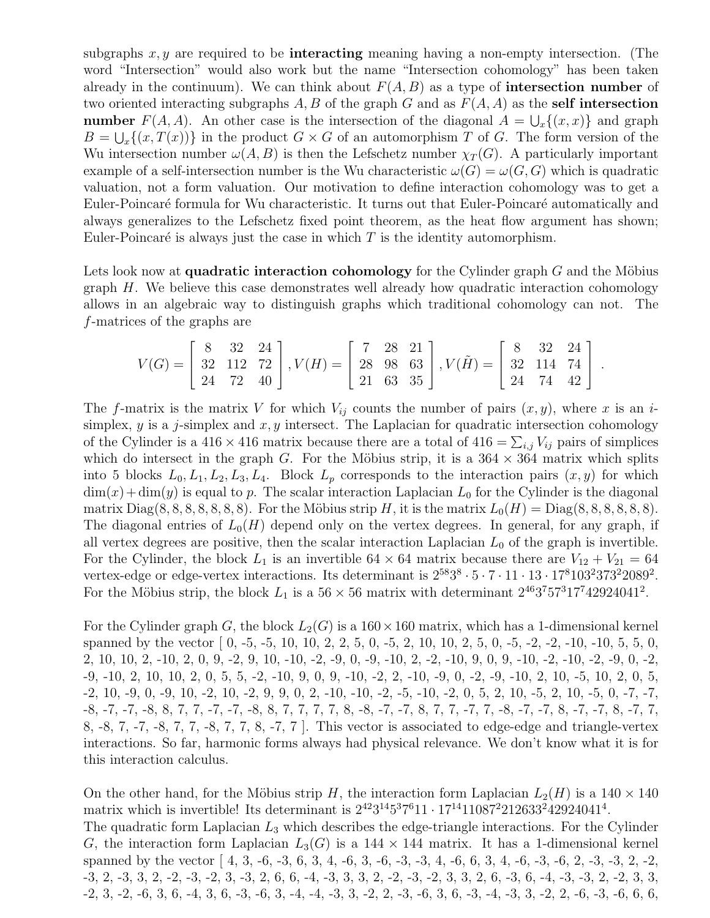subgraphs $x, y$ are required to be **interacting** meaning having a non-empty intersection. (The word "Intersection" would also work but the name "Intersection cohomology" has been taken already in the continuum). We can think about $F(A, B)$ as a type of **intersection number** of two oriented interacting subgraphs $A, B$ of the graph $G$ and as $F(A, A)$ as the **self intersection number** $F(A, A)$. An other case is the intersection of the diagonal $A = \bigcup_x \{(x, x)\}$ and graph $B = \bigcup_x \{(x, T(x))\}$ in the product $G \times G$ of an automorphism $T$ of $G$. The form version of the Wu intersection number $\omega(A, B)$ is then the Lefschetz number $\chi_T(G)$. A particularly important example of a self-intersection number is the Wu characteristic $\omega(G) = \omega(G, G)$ which is quadratic valuation, not a form valuation. Our motivation to define interaction cohomology was to get a Euler-Poincaré formula for Wu characteristic. It turns out that Euler-Poincaré automatically and always generalizes to the Lefschetz fixed point theorem, as the heat flow argument has shown; Euler-Poincaré is always just the case in which $T$ is the identity automorphism.

Lets look now at **quadratic interaction cohomology** for the Cylinder graph $G$ and the Möbius graph $H$. We believe this case demonstrates well already how quadratic interaction cohomology allows in an algebraic way to distinguish graphs which traditional cohomology can not. The $f$-matrices of the graphs are

$$V(G) = \begin{bmatrix} 8 & 32 & 24 \\ 32 & 112 & 72 \\ 24 & 72 & 40 \end{bmatrix}, V(H) = \begin{bmatrix} 7 & 28 & 21 \\ 28 & 98 & 63 \\ 21 & 63 & 35 \end{bmatrix}, V(\tilde{H}) = \begin{bmatrix} 8 & 32 & 24 \\ 32 & 114 & 74 \\ 24 & 74 & 42 \end{bmatrix}.$$

The $f$-matrix is the matrix $V$ for which $V_{ij}$ counts the number of pairs $(x, y)$, where $x$ is an $i$-simplex, $y$ is a $j$-simplex and $x, y$ intersect. The Laplacian for quadratic intersection cohomology of the Cylinder is a $416 \times 416$ matrix because there are a total of $416 = \sum_{i,j} V_{ij}$ pairs of simplices which do intersect in the graph $G$. For the Möbius strip, it is a $364 \times 364$ matrix which splits into 5 blocks $L_0, L_1, L_2, L_3, L_4$. Block $L_p$ corresponds to the interaction pairs $(x, y)$ for which $\dim(x) + \dim(y)$ is equal to $p$. The scalar interaction Laplacian $L_0$ for the Cylinder is the diagonal matrix $\text{Diag}(8, 8, 8, 8, 8, 8, 8)$. For the Möbius strip $H$, it is the matrix $L_0(H) = \text{Diag}(8, 8, 8, 8, 8, 8)$. The diagonal entries of $L_0(H)$ depend only on the vertex degrees. In general, for any graph, if all vertex degrees are positive, then the scalar interaction Laplacian $L_0$ of the graph is invertible. For the Cylinder, the block $L_1$ is an invertible $64 \times 64$ matrix because there are $V_{12} + V_{21} = 64$ vertex-edge or edge-vertex interactions. Its determinant is $2^{58} 3^8 \cdot 5 \cdot 7 \cdot 11 \cdot 13 \cdot 17^8 103^2 373^2 2089^2$. For the Möbius strip, the block $L_1$ is a $56 \times 56$ matrix with determinant $2^{46} 3^7 5^7 3^{17} 7 42924041^2$.

For the Cylinder graph $G$, the block $L_2(G)$ is a $160 \times 160$ matrix, which has a 1-dimensional kernel spanned by the vector [ 0, -5, -5, 10, 10, 2, 2, 5, 0, -5, 2, 10, 10, 2, 5, 0, -5, -2, -2, -10, -10, 5, 5, 0, 2, 10, 10, 2, -10, 2, 0, 9, -2, 9, 10, -10, -2, -9, 0, -9, -10, 2, -2, -10, 9, 0, 9, -10, -2, -10, -2, -9, 0, -2, -9, -10, 2, 10, 10, 2, 0, 5, 5, -2, -10, 9, 0, 9, -10, -2, 2, -10, -9, 0, -2, -9, -10, 2, 10, -5, 10, 2, 0, 5, -2, 10, -9, 0, -9, 10, -2, 10, -2, 9, 9, 0, 2, -10, -10, -2, -5, -10, -2, 0, 5, 2, 10, -5, 2, 10, -5, 0, -7, -7, -8, -7, -7, -8, 8, 7, 7, -7, -7, -8, 8, 7, 7, 7, 7, 8, -8, -7, -7, 8, 7, 7, -7, 7, -8, -7, -7, 8, -7, -7, 8, -7, 7, 8, -8, 7, -7, -8, 7, 7, -8, 7, 7, 8, -7, 7 ]. This vector is associated to edge-edge and triangle-vertex interactions. So far, harmonic forms always had physical relevance. We don't know what it is for this interaction calculus.

On the other hand, for the Möbius strip $H$, the interaction form Laplacian $L_2(H)$ is a $140 \times 140$ matrix which is invertible! Its determinant is $2^{42} 3^{14} 5^3 7^6 11 \cdot 17^{14} 11087^2 212633^2 42924041^4$.
The quadratic form Laplacian $L_3$ which describes the edge-triangle interactions. For the Cylinder $G$, the interaction form Laplacian $L_3(G)$ is a $144 \times 144$ matrix. It has a 1-dimensional kernel spanned by the vector [ 4, 3, -6, -3, 6, 3, 4, -6, 3, -6, -3, -3, 4, -6, 6, 3, 4, -6, -3, -6, 2, -3, -3, 2, -2, -3, 2, -3, 3, 2, -2, -3, -2, 3, -3, 2, 6, 6, -4, -3, 3, 3, 2, -2, -3, -2, 3, 3, 2, 6, -3, 6, -4, -3, -3, 2, -2, 3, 3, -2, 3, -2, -6, 3, 6, -4, 3, 6, -3, -6, 3, -4, -4, -3, 3, -2, 2, -3, -6, 3, 6, -3, -4, -3, 3, -2, 2, -6, -3, -6, 6, 6,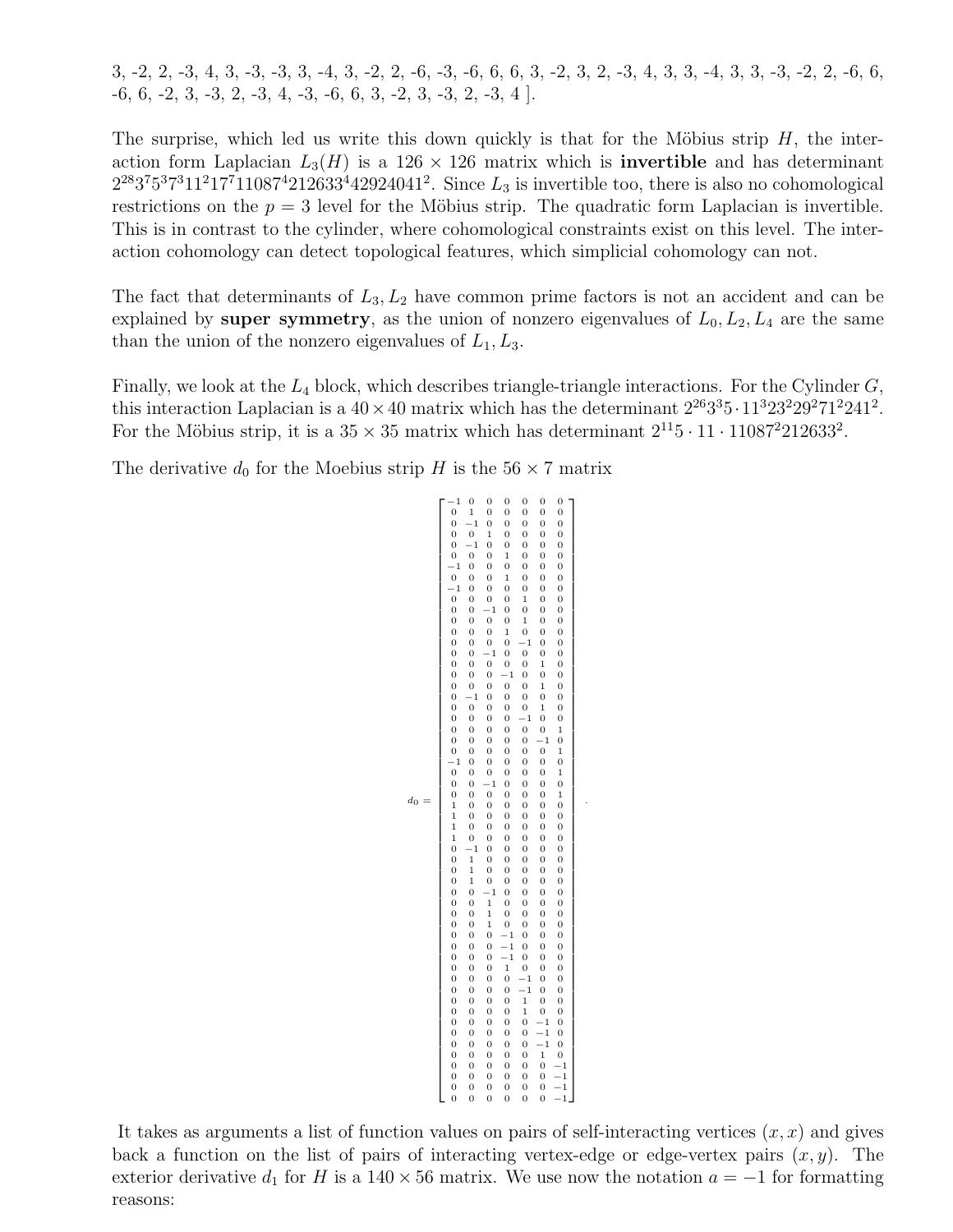3, -2, 2, -3, 4, 3, -3, -3, 3, -4, 3, -2, 2, -6, -3, -6, 6, 6, 3, -2, 3, 2, -3, 4, 3, 3, -4, 3, 3, -3, -2, 2, -6, 6, -6, 6, -2, 3, -3, 2, -3, 4, -3, -6, 6, 3, -2, 3, -3, 2, -3, 4 ].

The surprise, which led us write this down quickly is that for the Möbius strip $H$, the interaction form Laplacian $L_3(H)$ is a $126 \times 126$ matrix which is **invertible** and has determinant $2^{28}3^7 5^3 7^3 11^2 17^7 11087^4 212633^4 42924041^2$. Since $L_3$ is invertible too, there is also no cohomological restrictions on the $p = 3$ level for the Möbius strip. The quadratic form Laplacian is invertible. This is in contrast to the cylinder, where cohomological constraints exist on this level. The interaction cohomology can detect topological features, which simplicial cohomology can not.

The fact that determinants of $L_3, L_2$ have common prime factors is not an accident and can be explained by **super symmetry**, as the union of nonzero eigenvalues of $L_0, L_2, L_4$ are the same than the union of the nonzero eigenvalues of $L_1, L_3$.

Finally, we look at the $L_4$ block, which describes triangle-triangle interactions. For the Cylinder $G$, this interaction Laplacian is a $40 \times 40$ matrix which has the determinant $2^{26}3^3 5 \cdot 11^3 23^2 29^2 71^2 241^2$. For the Möbius strip, it is a $35 \times 35$ matrix which has determinant $2^{11}5 \cdot 11 \cdot 11087^2 212633^2$.

The derivative $d_0$ for the Moebius strip $H$ is the $56 \times 7$ matrix

$$d_0 = \begin{bmatrix}
-1 & 0 & 0 & 0 & 0 & 0 & 0 \\
0 & 1 & 0 & 0 & 0 & 0 & 0 \\
0 & -1 & 0 & 0 & 0 & 0 & 0 \\
0 & 0 & 1 & 0 & 0 & 0 & 0 \\
0 & -1 & 0 & 0 & 0 & 0 & 0 \\
0 & 0 & 0 & 1 & 0 & 0 & 0 \\
-1 & 0 & 0 & 0 & 0 & 0 & 0 \\
0 & 0 & 0 & 1 & 0 & 0 & 0 \\
-1 & 0 & 0 & 0 & 0 & 0 & 0 \\
0 & 0 & 0 & 0 & 1 & 0 & 0 \\
0 & 0 & -1 & 0 & 0 & 0 & 0 \\
0 & 0 & 0 & 0 & 1 & 0 & 0 \\
0 & 0 & 0 & 1 & 0 & 0 & 0 \\
0 & 0 & 0 & 0 & -1 & 0 & 0 \\
0 & 0 & -1 & 0 & 0 & 0 & 0 \\
0 & 0 & 0 & 0 & 0 & 1 & 0 \\
0 & 0 & 0 & -1 & 0 & 0 & 0 \\
0 & 0 & 0 & 0 & 0 & 1 & 0 \\
0 & -1 & 0 & 0 & 0 & 0 & 0 \\
0 & 0 & 0 & 0 & 0 & 1 & 0 \\
0 & 0 & 0 & 0 & -1 & 0 & 0 \\
0 & 0 & 0 & 0 & 0 & 0 & 1 \\
0 & 0 & 0 & 0 & 0 & -1 & 0 \\
0 & 0 & 0 & 0 & 0 & 0 & 1 \\
-1 & 0 & 0 & 0 & 0 & 0 & 0 \\
0 & 0 & 0 & 0 & 0 & 0 & 1 \\
0 & 0 & -1 & 0 & 0 & 0 & 0 \\
0 & 0 & 0 & 0 & 0 & 0 & 1 \\
1 & 0 & 0 & 0 & 0 & 0 & 0 \\
1 & 0 & 0 & 0 & 0 & 0 & 0 \\
1 & 0 & 0 & 0 & 0 & 0 & 0 \\
1 & 0 & 0 & 0 & 0 & 0 & 0 \\
0 & -1 & 0 & 0 & 0 & 0 & 0 \\
0 & 1 & 0 & 0 & 0 & 0 & 0 \\
0 & 1 & 0 & 0 & 0 & 0 & 0 \\
0 & 1 & 0 & 0 & 0 & 0 & 0 \\
0 & 0 & -1 & 0 & 0 & 0 & 0 \\
0 & 0 & 1 & 0 & 0 & 0 & 0 \\
0 & 0 & 1 & 0 & 0 & 0 & 0 \\
0 & 0 & 1 & 0 & 0 & 0 & 0 \\
0 & 0 & 0 & -1 & 0 & 0 & 0 \\
0 & 0 & 0 & -1 & 0 & 0 & 0 \\
0 & 0 & 0 & -1 & 0 & 0 & 0 \\
0 & 0 & 0 & 1 & 0 & 0 & 0 \\
0 & 0 & 0 & 0 & -1 & 0 & 0 \\
0 & 0 & 0 & 0 & -1 & 0 & 0 \\
0 & 0 & 0 & 0 & 1 & 0 & 0 \\
0 & 0 & 0 & 0 & 1 & 0 & 0 \\
0 & 0 & 0 & 0 & 0 & -1 & 0 \\
0 & 0 & 0 & 0 & 0 & -1 & 0 \\
0 & 0 & 0 & 0 & 0 & -1 & 0 \\
0 & 0 & 0 & 0 & 0 & 1 & 0 \\
0 & 0 & 0 & 0 & 0 & 0 & -1 \\
0 & 0 & 0 & 0 & 0 & 0 & -1 \\
0 & 0 & 0 & 0 & 0 & 0 & -1 \\
0 & 0 & 0 & 0 & 0 & 0 & -1
\end{bmatrix}.$$

It takes as arguments a list of function values on pairs of self-interacting vertices $(x, x)$ and gives back a function on the list of pairs of interacting vertex-edge or edge-vertex pairs $(x, y)$. The exterior derivative $d_1$ for $H$ is a $140 \times 56$ matrix. We use now the notation $a = -1$ for formatting reasons: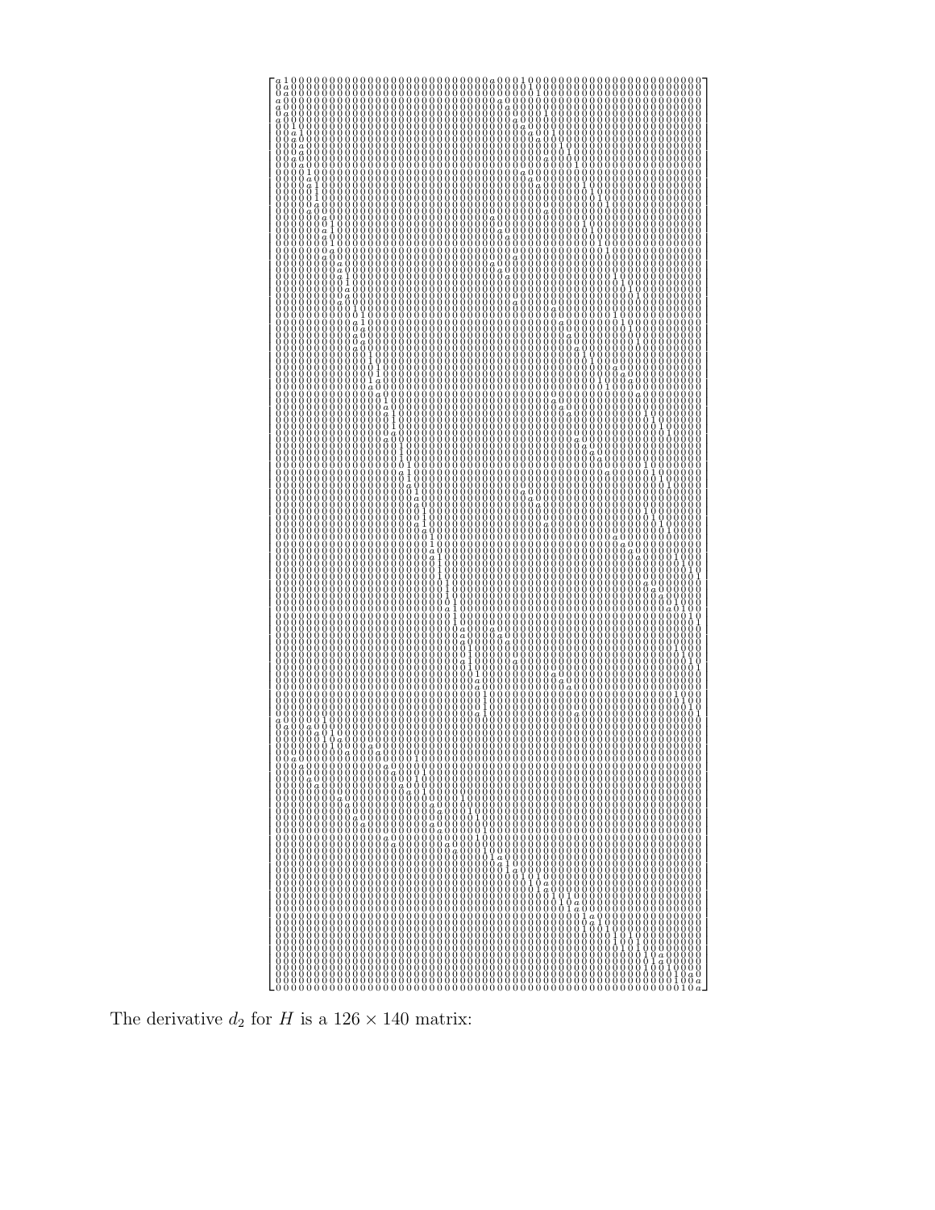The derivative $d_2$ for $H$ is a $126 \times 140$ matrix: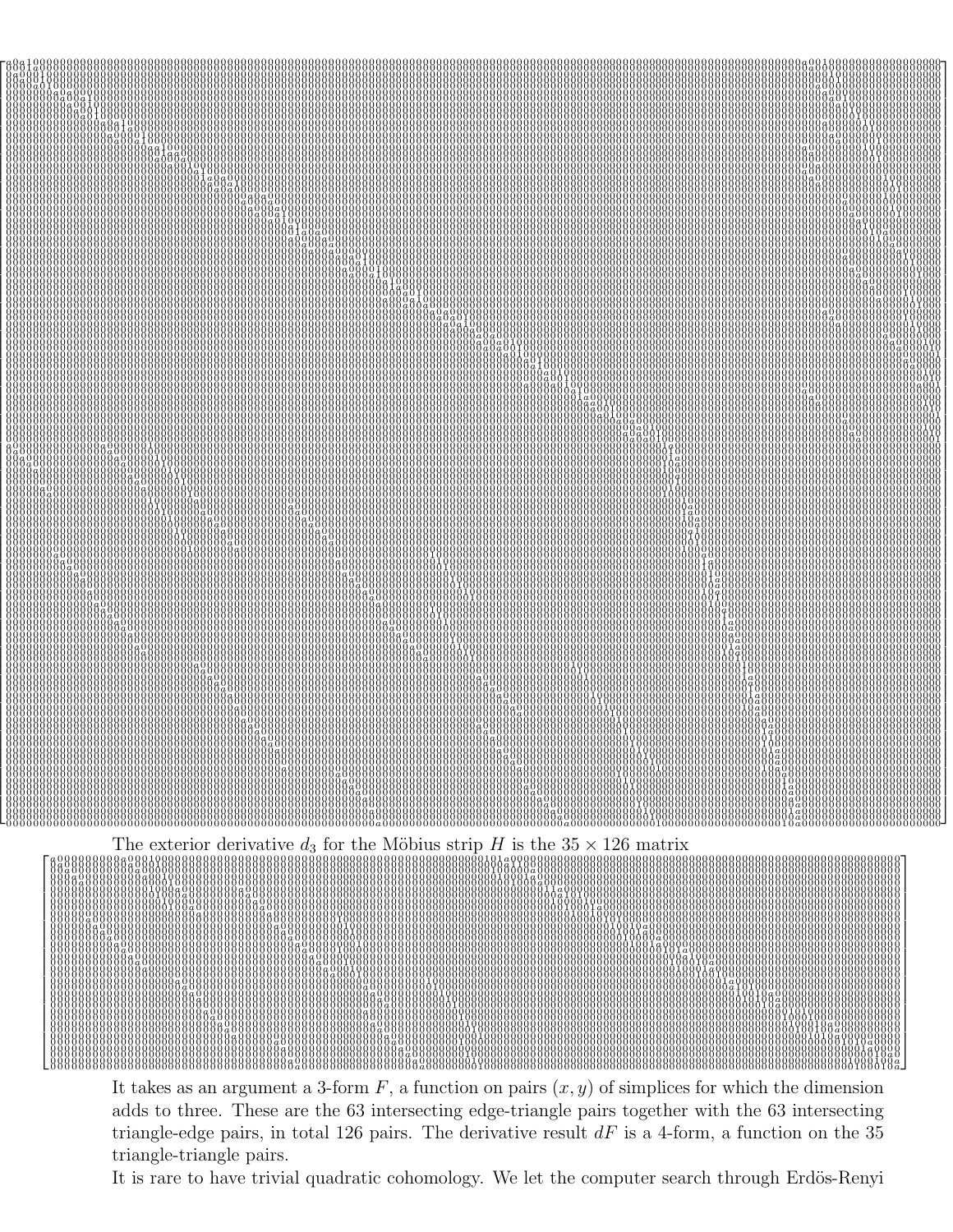The exterior derivative $d_3$ for the Möbius strip $H$ is the $35 \times 126$ matrix

It takes as an argument a 3-form $F$, a function on pairs $(x, y)$ of simplices for which the dimension adds to three. These are the 63 intersecting edge-triangle pairs together with the 63 intersecting triangle-edge pairs, in total 126 pairs. The derivative result $dF$ is a 4-form, a function on the 35 triangle-triangle pairs.

It is rare to have trivial quadratic cohomology. We let the computer search through Erdös-Renyi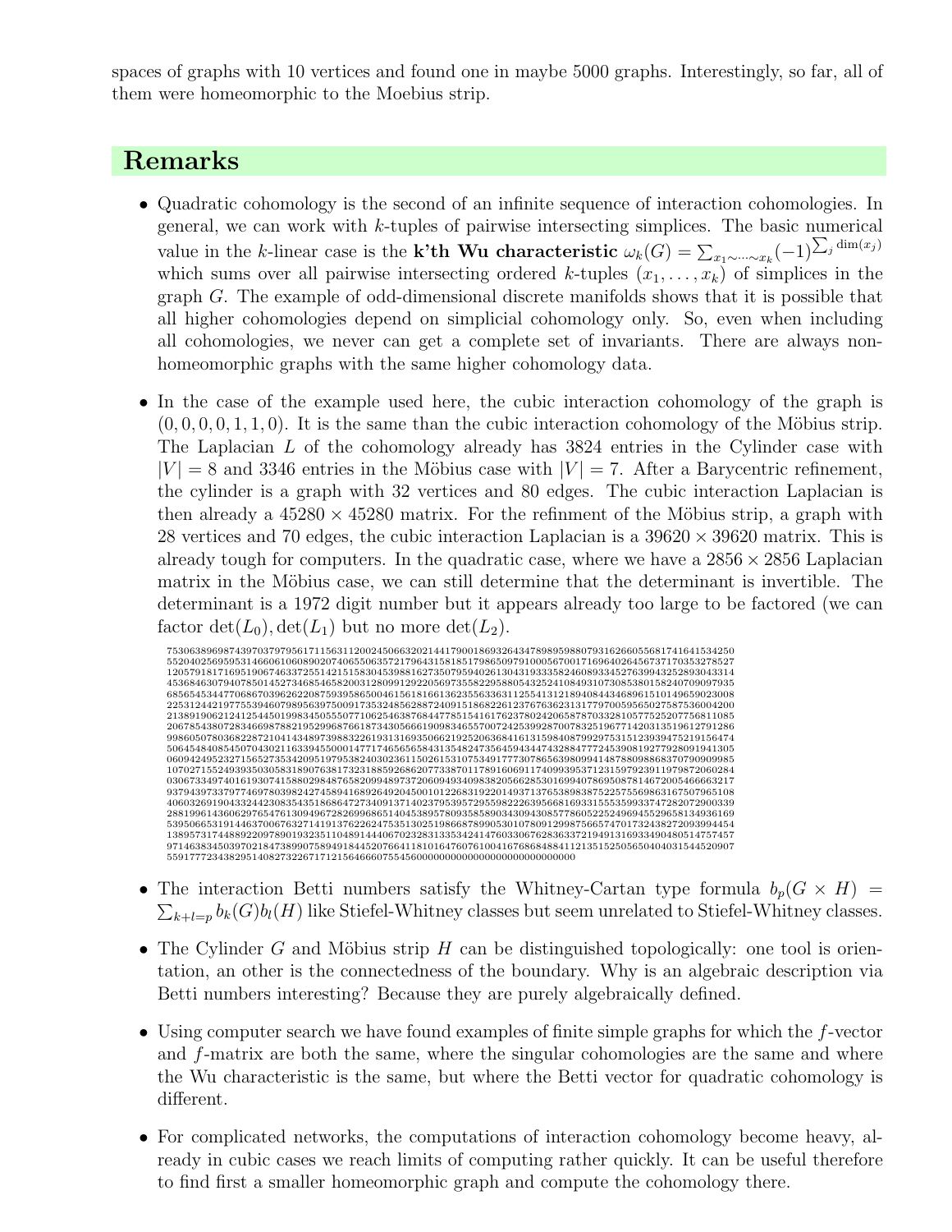spaces of graphs with 10 vertices and found one in maybe 5000 graphs. Interestingly, so far, all of them were homeomorphic to the Moebius strip.

## Remarks

- Quadratic cohomology is the second of an infinite sequence of interaction cohomologies. In general, we can work with $k$-tuples of pairwise intersecting simplices. The basic numerical value in the $k$-linear case is the **k'th Wu characteristic** $\omega_k(G) = \sum_{x_1 \sim \cdots \sim x_k} (-1)^{\sum_j \dim(x_j)}$ which sums over all pairwise intersecting ordered $k$-tuples $(x_1, \dots, x_k)$ of simplices in the graph $G$. The example of odd-dimensional discrete manifolds shows that it is possible that all higher cohomologies depend on simplicial cohomology only. So, even when including all cohomologies, we never can get a complete set of invariants. There are always non-homeomorphic graphs with the same higher cohomology data.
- In the case of the example used here, the cubic interaction cohomology of the graph is $(0, 0, 0, 0, 1, 1, 0)$. It is the same than the cubic interaction cohomology of the Möbius strip. The Laplacian $L$ of the cohomology already has 3824 entries in the Cylinder case with $|V| = 8$ and 3346 entries in the Möbius case with $|V| = 7$. After a Barycentric refinement, the cylinder is a graph with 32 vertices and 80 edges. The cubic interaction Laplacian is then already a $45280 \times 45280$ matrix. For the refinment of the Möbius strip, a graph with 28 vertices and 70 edges, the cubic interaction Laplacian is a $39620 \times 39620$ matrix. This is already tough for computers. In the quadratic case, where we have a $2856 \times 2856$ Laplacian matrix in the Möbius case, we can still determine that the determinant is invertible. The determinant is a 1972 digit number but it appears already too large to be factored (we can factor $\det(L_0), \det(L_1)$ but no more $\det(L_2)$).

  753063896987439703797956171156311200245066320214417900186932643478989598807931626605568174164153425055204025695953146606106089020740655063572179643158185179865097910005670017169640264567371703532785271205791817169519067463372551421515830453988162735079594026130431933358246089334527639943252893043314453684630794078501452734685465820031280991292205697355822958805432524108493107308538015824070909793568565453447706867039626220875939586500461561816613623556336311255413121894084434689615101496590230082253124421977553946079895639750091735324856288724091518682261237676362313177970059565025758753600420021389190621241254450199834505550771062546387684477851541617623780242065878703328105775252077568110852067854380728346698788219529968766187343056661909834655700724253992870078325196771420313519612791286998605078036822872104143489739883226193131693506621925206368416131598408799297531512393947521915647450645484085450704302116339455000147717465656584313548247356459434474328847772453908192779280919413050609424952327156527353420951979538240302361150261531075349177730786563980994148788098868370790909985107027155249393503058318907638173231885926862077338701178916069117409939537123159792391197987206028403067334974016193074158802984876582099489737206094934098382056628530169940786950878146720054666632179379439733797746978039824274589416892649204500101226831922014937137653898387522575569863167507965108406032691904332442308354351868647273409137140237953957295598222639566816933155535993374728207290033928819961436062976547613094967282699686514045389578093585890343094308577860522524969455296581349361695395066531914463700676327141913762226247535130251986687899053010780912998756657470173243827209399445413895731744889220978901932351104891444067023283133534241476033067628363372194913169334904805147574579714638345039702184738990758949184452076641181016476076100416768684884112135152505650404031544520907559177723438295140827322671712156466607554560000000000000000000000000000000

- The interaction Betti numbers satisfy the Whitney-Cartan type formula $b_p(G \times H) = \sum_{k+l=p} b_k(G) b_l(H)$ like Stiefel-Whitney classes but seem unrelated to Stiefel-Whitney classes.
- The Cylinder $G$ and Möbius strip $H$ can be distinguished topologically: one tool is orientation, an other is the connectedness of the boundary. Why is an algebraic description via Betti numbers interesting? Because they are purely algebraically defined.
- Using computer search we have found examples of finite simple graphs for which the $f$-vector and $f$-matrix are both the same, where the singular cohomologies are the same and where the Wu characteristic is the same, but where the Betti vector for quadratic cohomology is different.
- For complicated networks, the computations of interaction cohomology become heavy, already in cubic cases we reach limits of computing rather quickly. It can be useful therefore to find first a smaller homeomorphic graph and compute the cohomology there.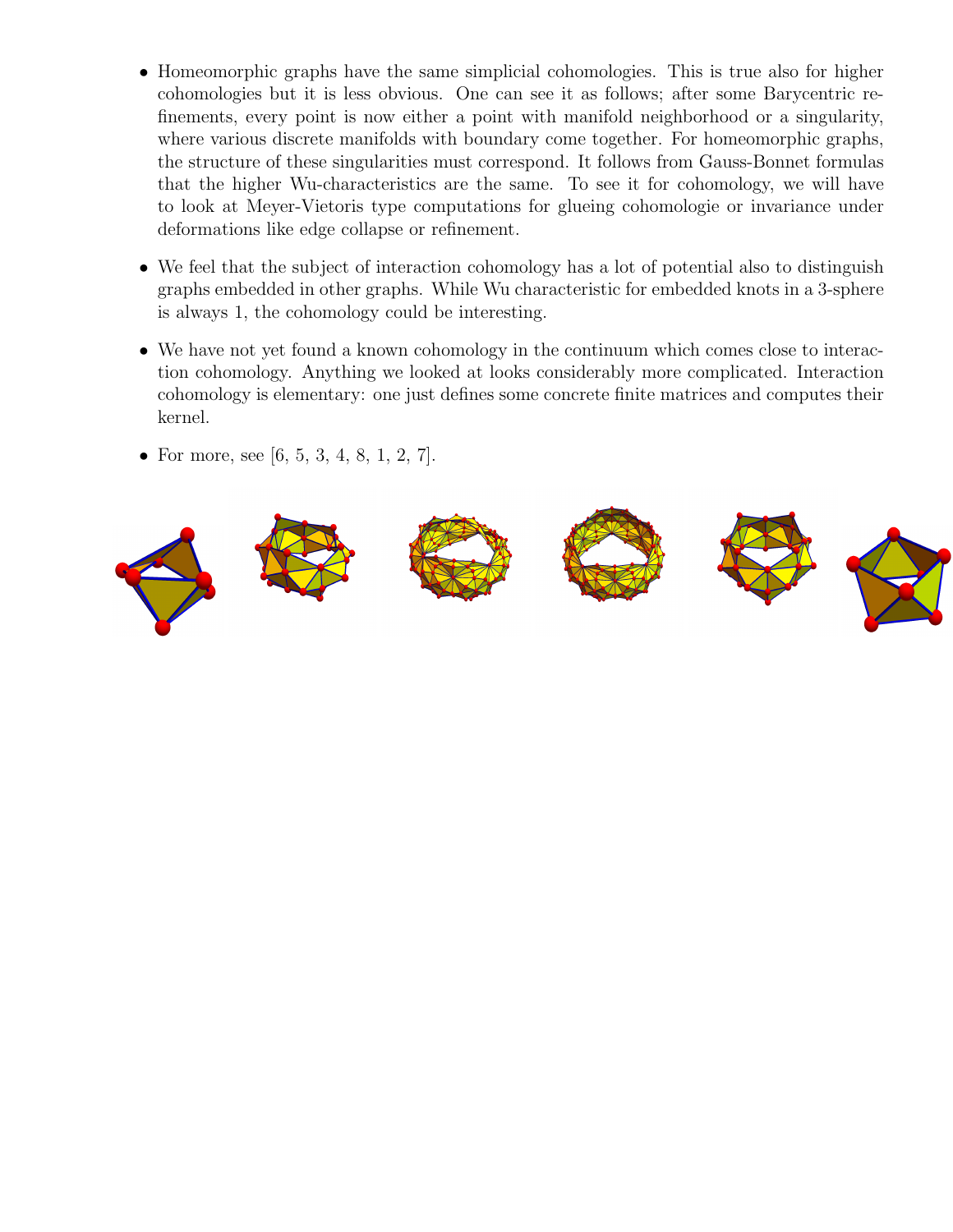- Homeomorphic graphs have the same simplicial cohomologies. This is true also for higher cohomologies but it is less obvious. One can see it as follows; after some Barycentric refinements, every point is now either a point with manifold neighborhood or a singularity, where various discrete manifolds with boundary come together. For homeomorphic graphs, the structure of these singularities must correspond. It follows from Gauss-Bonnet formulas that the higher Wu-characteristics are the same. To see it for cohomology, we will have to look at Meyer-Vietoris type computations for glueing cohomologie or invariance under deformations like edge collapse or refinement.

- We feel that the subject of interaction cohomology has a lot of potential also to distinguish graphs embedded in other graphs. While Wu characteristic for embedded knots in a 3-sphere is always 1, the cohomology could be interesting.

- We have not yet found a known cohomology in the continuum which comes close to interaction cohomology. Anything we looked at looks considerably more complicated. Interaction cohomology is elementary: one just defines some concrete finite matrices and computes their kernel.

- For more, see [6, 5, 3, 4, 8, 1, 2, 7].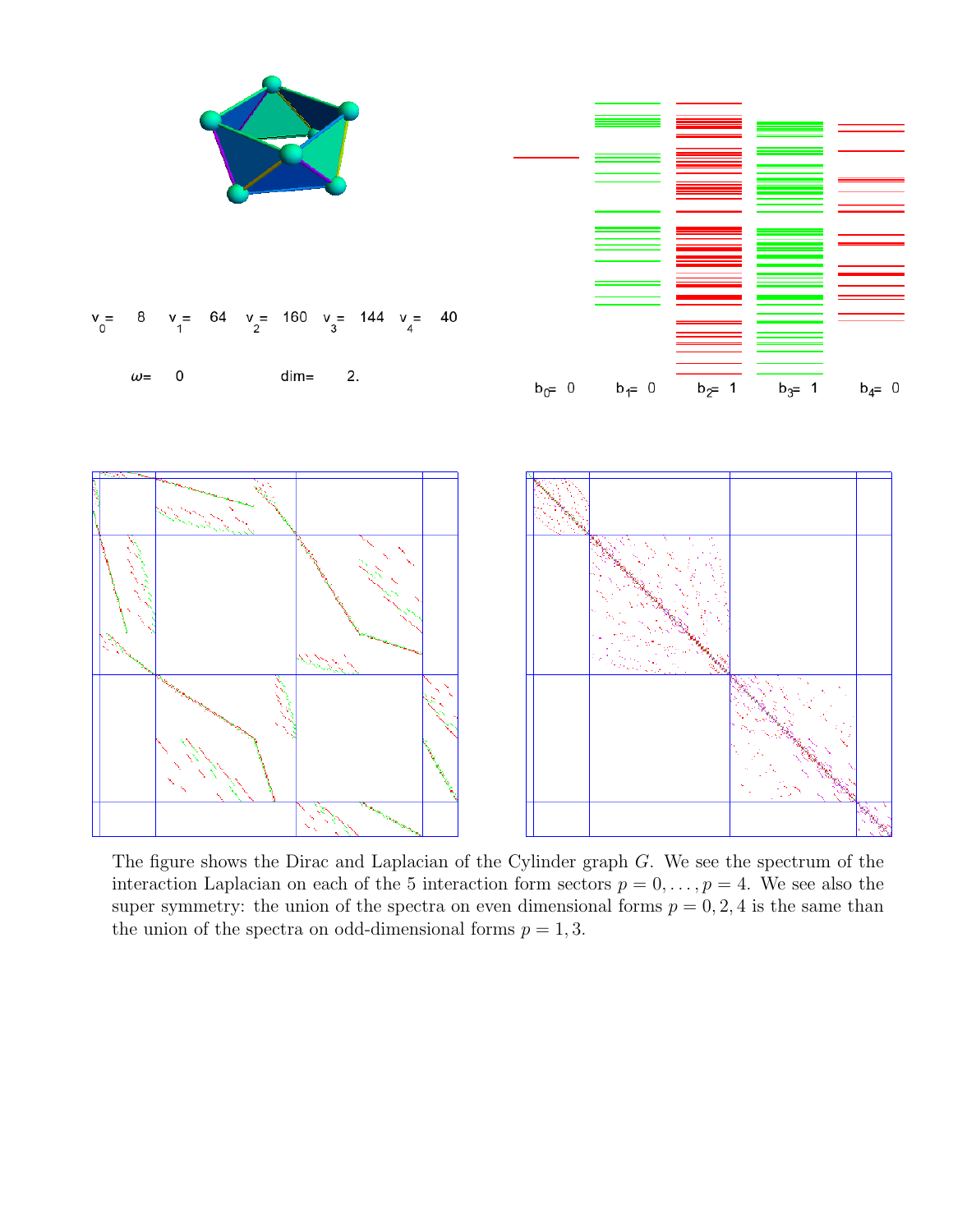$v_0 =$ 8 $v_1 =$ 64 $v_2 =$ 160 $v_3 =$ 144 $v_4 =$ 40

$\omega =$ 0 dim= 2.

$b_0 =$ 0 $b_1 =$ 0 $b_2 =$ 1 $b_3 =$ 1 $b_4 =$ 0

The figure shows the Dirac and Laplacian of the Cylinder graph $G$. We see the spectrum of the interaction Laplacian on each of the 5 interaction form sectors $p = 0, \dots, p = 4$. We see also the super symmetry: the union of the spectra on even dimensional forms $p = 0, 2, 4$ is the same than the union of the spectra on odd-dimensional forms $p = 1, 3$.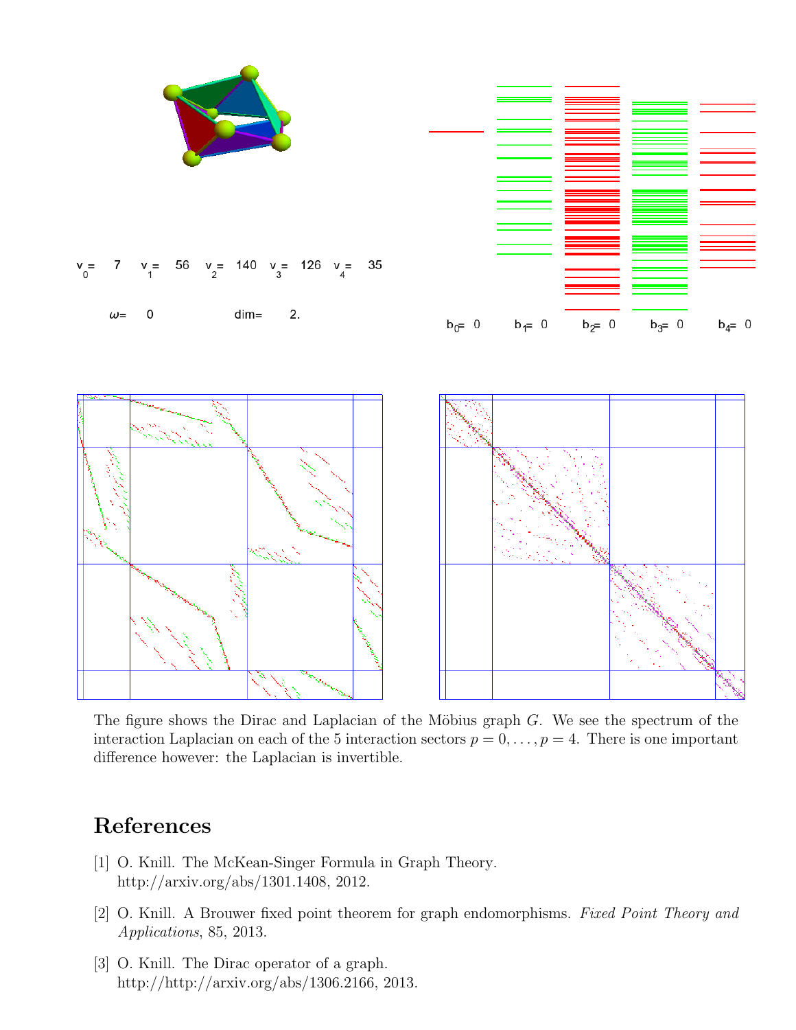$v_0 = 7 \quad v_1 = 56 \quad v_2 = 140 \quad v_3 = 126 \quad v_4 = 35$

$\omega = 0 \quad \dim = 2.$

$b_0 = 0 \quad b_1 = 0 \quad b_2 = 0 \quad b_3 = 0 \quad b_4 = 0$

The figure shows the Dirac and Laplacian of the Möbius graph $G$. We see the spectrum of the interaction Laplacian on each of the 5 interaction sectors $p = 0, \dots, p = 4$. There is one important difference however: the Laplacian is invertible.

## References

[1] O. Knill. The McKean-Singer Formula in Graph Theory. http://arxiv.org/abs/1301.1408, 2012.

[2] O. Knill. A Brouwer fixed point theorem for graph endomorphisms. *Fixed Point Theory and Applications*, 85, 2013.

[3] O. Knill. The Dirac operator of a graph. http://http://arxiv.org/abs/1306.2166, 2013.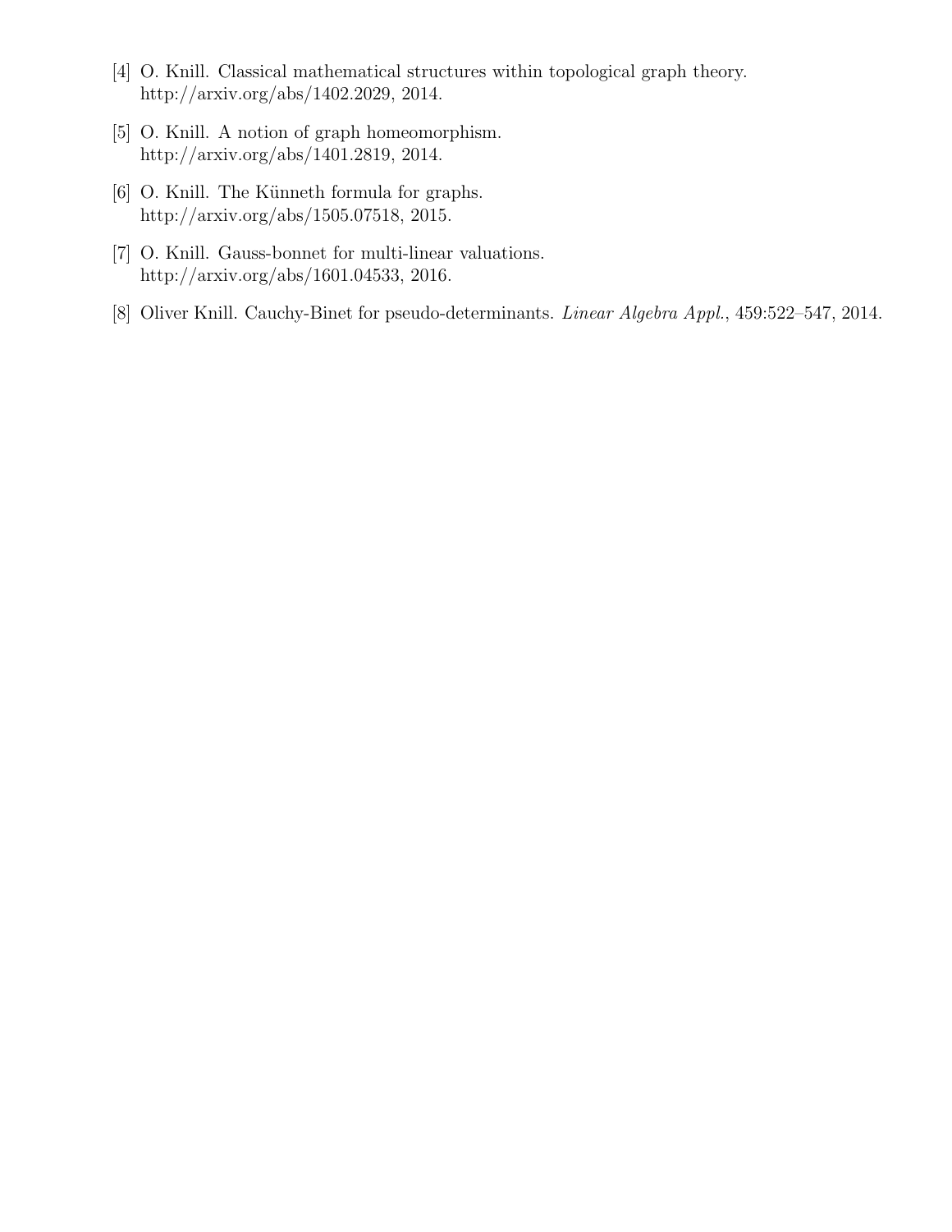[4] O. Knill. Classical mathematical structures within topological graph theory. http://arxiv.org/abs/1402.2029, 2014.

[5] O. Knill. A notion of graph homeomorphism. http://arxiv.org/abs/1401.2819, 2014.

[6] O. Knill. The Künneth formula for graphs. http://arxiv.org/abs/1505.07518, 2015.

[7] O. Knill. Gauss-bonnet for multi-linear valuations. http://arxiv.org/abs/1601.04533, 2016.

[8] Oliver Knill. Cauchy-Binet for pseudo-determinants. *Linear Algebra Appl.*, 459:522–547, 2014.